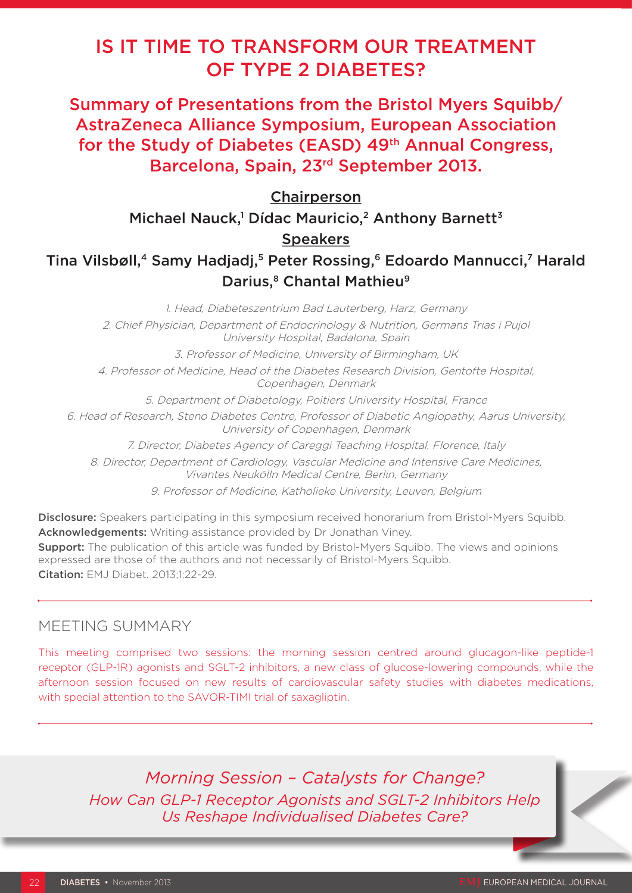# IS IT TIME TO TRANSFORM OUR TREATMENT OF TYPE 2 DIABETES?

## Summary of Presentations from the Bristol Myers Squibb/AstraZeneca Alliance Symposium, European Association for the Study of Diabetes (EASD) 49th Annual Congress, Barcelona, Spain, 23rd September 2013.

**Chairperson**

Michael Nauck,[1] Dídac Mauricio,[2] Anthony Barnett[3]

**Speakers**

Tina Vilsbøll,[4] Samy Hadjadj,[5] Peter Rossing,[6] Edoardo Mannucci,[7] Harald Darius,[8] Chantal Mathieu[9]

*1. Head, Diabeteszentrium Bad Lauterberg, Harz, Germany*
*2. Chief Physician, Department of Endocrinology & Nutrition, Germans Trias i Pujol University Hospital, Badalona, Spain*
*3. Professor of Medicine, University of Birmingham, UK*
*4. Professor of Medicine, Head of the Diabetes Research Division, Gentofte Hospital, Copenhagen, Denmark*
*5. Department of Diabetology, Poitiers University Hospital, France*
*6. Head of Research, Steno Diabetes Centre, Professor of Diabetic Angiopathy, Aarus University, University of Copenhagen, Denmark*
*7. Director, Diabetes Agency of Careggi Teaching Hospital, Florence, Italy*
*8. Director, Department of Cardiology, Vascular Medicine and Intensive Care Medicines, Vivantes Neukölln Medical Centre, Berlin, Germany*
*9. Professor of Medicine, Katholieke University, Leuven, Belgium*

**Disclosure:** Speakers participating in this symposium received honorarium from Bristol-Myers Squibb.
**Acknowledgements:** Writing assistance provided by Dr Jonathan Viney.
**Support:** The publication of this article was funded by Bristol-Myers Squibb. The views and opinions expressed are those of the authors and not necessarily of Bristol-Myers Squibb.
**Citation:** EMJ Diabet. 2013;1:22-29.

## MEETING SUMMARY

This meeting comprised two sessions: the morning session centred around glucagon-like peptide-1 receptor (GLP-1R) agonists and SGLT-2 inhibitors, a new class of glucose-lowering compounds, while the afternoon session focused on new results of cardiovascular safety studies with diabetes medications, with special attention to the SAVOR-TIMI trial of saxagliptin.

## *Morning Session – Catalysts for Change?*

### *How Can GLP-1 Receptor Agonists and SGLT-2 Inhibitors Help Us Reshape Individualised Diabetes Care?*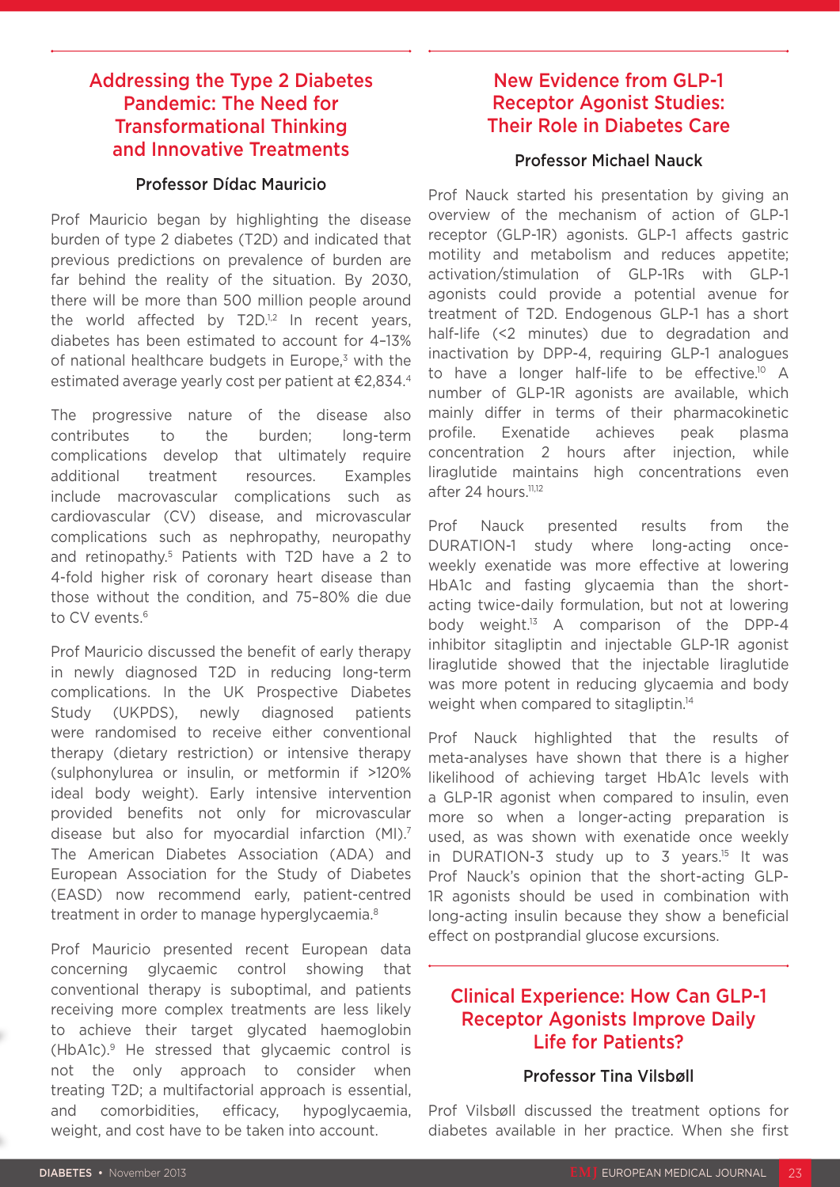## Addressing the Type 2 Diabetes Pandemic: The Need for Transformational Thinking and Innovative Treatments

### Professor Dídac Mauricio

Prof Mauricio began by highlighting the disease burden of type 2 diabetes (T2D) and indicated that previous predictions on prevalence of burden are far behind the reality of the situation. By 2030, there will be more than 500 million people around the world affected by T2D.[1,2] In recent years, diabetes has been estimated to account for 4–13% of national healthcare budgets in Europe,[3] with the estimated average yearly cost per patient at €2,834.[4]

The progressive nature of the disease also contributes to the burden; long-term complications develop that ultimately require additional treatment resources. Examples include macrovascular complications such as cardiovascular (CV) disease, and microvascular complications such as nephropathy, neuropathy and retinopathy.[5] Patients with T2D have a 2 to 4-fold higher risk of coronary heart disease than those without the condition, and 75–80% die due to CV events.[6]

Prof Mauricio discussed the benefit of early therapy in newly diagnosed T2D in reducing long-term complications. In the UK Prospective Diabetes Study (UKPDS), newly diagnosed patients were randomised to receive either conventional therapy (dietary restriction) or intensive therapy (sulphonylurea or insulin, or metformin if >120% ideal body weight). Early intensive intervention provided benefits not only for microvascular disease but also for myocardial infarction (MI).[7] The American Diabetes Association (ADA) and European Association for the Study of Diabetes (EASD) now recommend early, patient-centred treatment in order to manage hyperglycaemia.[8]

Prof Mauricio presented recent European data concerning glycaemic control showing that conventional therapy is suboptimal, and patients receiving more complex treatments are less likely to achieve their target glycated haemoglobin (HbA1c).[9] He stressed that glycaemic control is not the only approach to consider when treating T2D; a multifactorial approach is essential, and comorbidities, efficacy, hypoglycaemia, weight, and cost have to be taken into account.

## New Evidence from GLP-1 Receptor Agonist Studies: Their Role in Diabetes Care

### Professor Michael Nauck

Prof Nauck started his presentation by giving an overview of the mechanism of action of GLP-1 receptor (GLP-1R) agonists. GLP-1 affects gastric motility and metabolism and reduces appetite; activation/stimulation of GLP-1Rs with GLP-1 agonists could provide a potential avenue for treatment of T2D. Endogenous GLP-1 has a short half-life (<2 minutes) due to degradation and inactivation by DPP-4, requiring GLP-1 analogues to have a longer half-life to be effective.[10] A number of GLP-1R agonists are available, which mainly differ in terms of their pharmacokinetic profile. Exenatide achieves peak plasma concentration 2 hours after injection, while liraglutide maintains high concentrations even after 24 hours.[11,12]

Prof Nauck presented results from the DURATION-1 study where long-acting once-weekly exenatide was more effective at lowering HbA1c and fasting glycaemia than the short-acting twice-daily formulation, but not at lowering body weight.[13] A comparison of the DPP-4 inhibitor sitagliptin and injectable GLP-1R agonist liraglutide showed that the injectable liraglutide was more potent in reducing glycaemia and body weight when compared to sitagliptin.[14]

Prof Nauck highlighted that the results of meta-analyses have shown that there is a higher likelihood of achieving target HbA1c levels with a GLP-1R agonist when compared to insulin, even more so when a longer-acting preparation is used, as was shown with exenatide once weekly in DURATION-3 study up to 3 years.[15] It was Prof Nauck's opinion that the short-acting GLP-1R agonists should be used in combination with long-acting insulin because they show a beneficial effect on postprandial glucose excursions.

## Clinical Experience: How Can GLP-1 Receptor Agonists Improve Daily Life for Patients?

### Professor Tina Vilsbøll

Prof Vilsbøll discussed the treatment options for diabetes available in her practice. When she first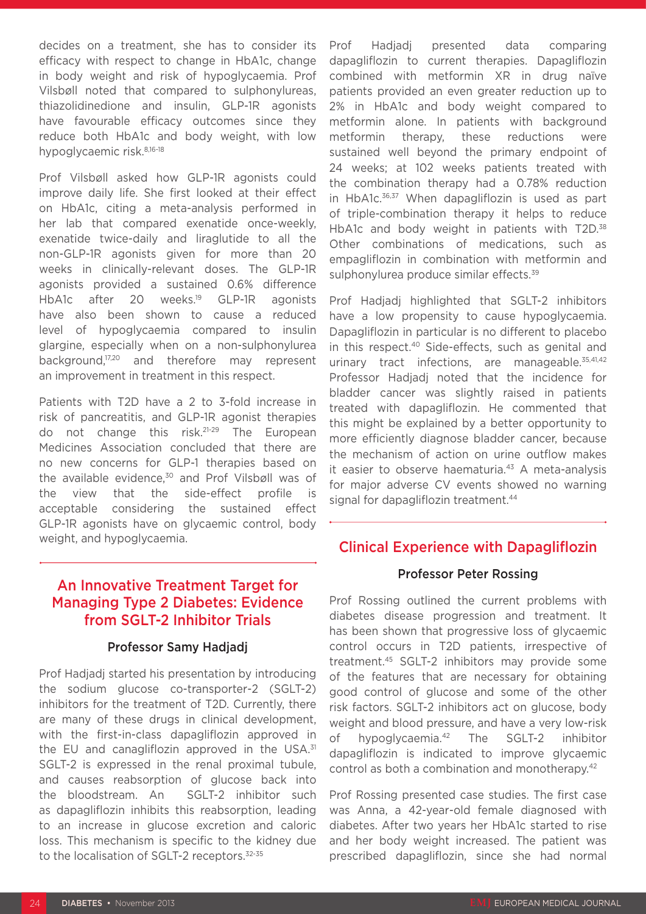decides on a treatment, she has to consider its efficacy with respect to change in HbA1c, change in body weight and risk of hypoglycaemia. Prof Vilsbøll noted that compared to sulphonylureas, thiazolidinedione and insulin, GLP-1R agonists have favourable efficacy outcomes since they reduce both HbA1c and body weight, with low hypoglycaemic risk.[8,16-18]

Prof Vilsbøll asked how GLP-1R agonists could improve daily life. She first looked at their effect on HbA1c, citing a meta-analysis performed in her lab that compared exenatide once-weekly, exenatide twice-daily and liraglutide to all the non-GLP-1R agonists given for more than 20 weeks in clinically-relevant doses. The GLP-1R agonists provided a sustained 0.6% difference HbA1c after 20 weeks.[19] GLP-1R agonists have also been shown to cause a reduced level of hypoglycaemia compared to insulin glargine, especially when on a non-sulphonylurea background,[17,20] and therefore may represent an improvement in treatment in this respect.

Patients with T2D have a 2 to 3-fold increase in risk of pancreatitis, and GLP-1R agonist therapies do not change this risk.[21-29] The European Medicines Association concluded that there are no new concerns for GLP-1 therapies based on the available evidence,[30] and Prof Vilsbøll was of the view that the side-effect profile is acceptable considering the sustained effect GLP-1R agonists have on glycaemic control, body weight, and hypoglycaemia.

## An Innovative Treatment Target for Managing Type 2 Diabetes: Evidence from SGLT-2 Inhibitor Trials

### Professor Samy Hadjadj

Prof Hadjadj started his presentation by introducing the sodium glucose co-transporter-2 (SGLT-2) inhibitors for the treatment of T2D. Currently, there are many of these drugs in clinical development, with the first-in-class dapagliflozin approved in the EU and canagliflozin approved in the USA.[31] SGLT-2 is expressed in the renal proximal tubule, and causes reabsorption of glucose back into the bloodstream. An SGLT-2 inhibitor such as dapagliflozin inhibits this reabsorption, leading to an increase in glucose excretion and caloric loss. This mechanism is specific to the kidney due to the localisation of SGLT-2 receptors.[32-35]

Prof Hadjadj presented data comparing dapagliflozin to current therapies. Dapagliflozin combined with metformin XR in drug naïve patients provided an even greater reduction up to 2% in HbA1c and body weight compared to metformin alone. In patients with background metformin therapy, these reductions were sustained well beyond the primary endpoint of 24 weeks; at 102 weeks patients treated with the combination therapy had a 0.78% reduction in HbA1c.[36,37] When dapagliflozin is used as part of triple-combination therapy it helps to reduce HbA1c and body weight in patients with T2D.[38] Other combinations of medications, such as empagliflozin in combination with metformin and sulphonylurea produce similar effects.[39]

Prof Hadjadj highlighted that SGLT-2 inhibitors have a low propensity to cause hypoglycaemia. Dapagliflozin in particular is no different to placebo in this respect.[40] Side-effects, such as genital and urinary tract infections, are manageable.[35,41,42] Professor Hadjadj noted that the incidence for bladder cancer was slightly raised in patients treated with dapagliflozin. He commented that this might be explained by a better opportunity to more efficiently diagnose bladder cancer, because the mechanism of action on urine outflow makes it easier to observe haematuria.[43] A meta-analysis for major adverse CV events showed no warning signal for dapagliflozin treatment.[44]

## Clinical Experience with Dapagliflozin

### Professor Peter Rossing

Prof Rossing outlined the current problems with diabetes disease progression and treatment. It has been shown that progressive loss of glycaemic control occurs in T2D patients, irrespective of treatment.[45] SGLT-2 inhibitors may provide some of the features that are necessary for obtaining good control of glucose and some of the other risk factors. SGLT-2 inhibitors act on glucose, body weight and blood pressure, and have a very low-risk of hypoglycaemia.[42] The SGLT-2 inhibitor dapagliflozin is indicated to improve glycaemic control as both a combination and monotherapy.[42]

Prof Rossing presented case studies. The first case was Anna, a 42-year-old female diagnosed with diabetes. After two years her HbA1c started to rise and her body weight increased. The patient was prescribed dapagliflozin, since she had normal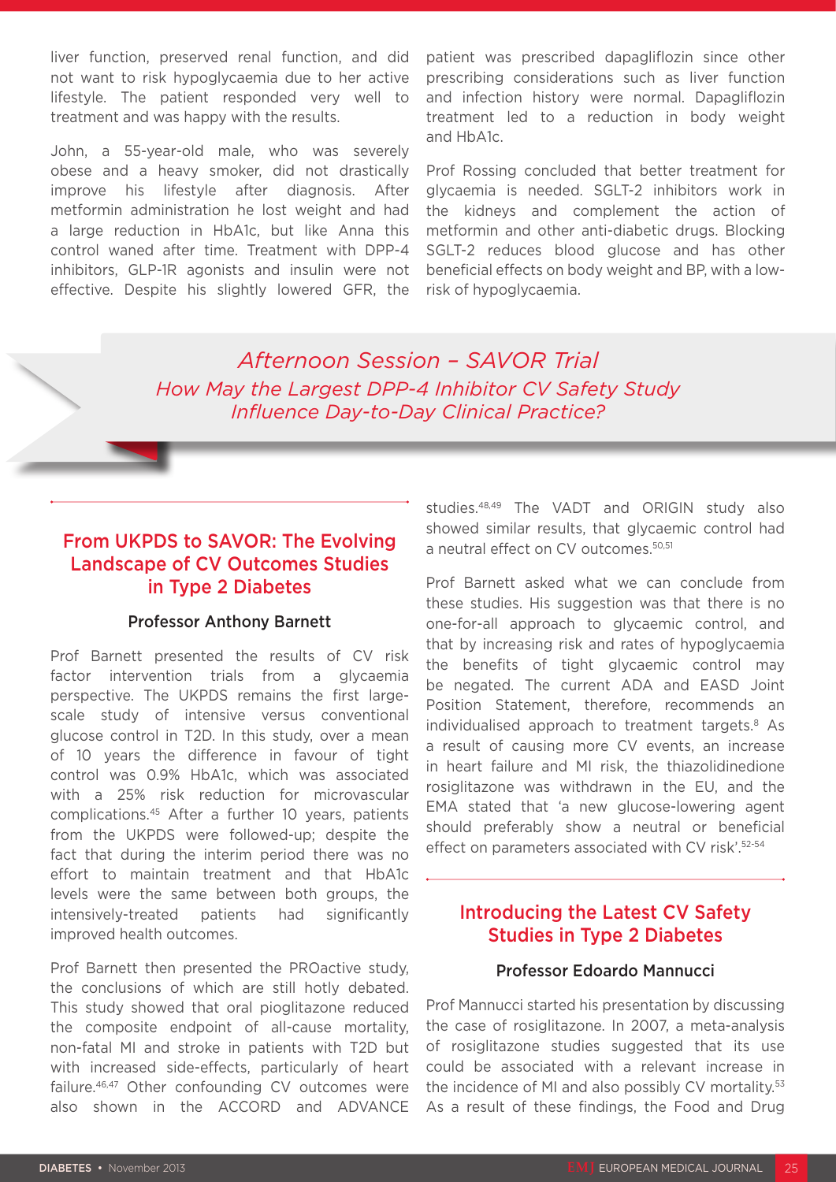liver function, preserved renal function, and did not want to risk hypoglycaemia due to her active lifestyle. The patient responded very well to treatment and was happy with the results.

John, a 55-year-old male, who was severely obese and a heavy smoker, did not drastically improve his lifestyle after diagnosis. After metformin administration he lost weight and had a large reduction in HbA1c, but like Anna this control waned after time. Treatment with DPP-4 inhibitors, GLP-1R agonists and insulin were not effective. Despite his slightly lowered GFR, the patient was prescribed dapagliflozin since other prescribing considerations such as liver function and infection history were normal. Dapagliflozin treatment led to a reduction in body weight and HbA1c.

Prof Rossing concluded that better treatment for glycaemia is needed. SGLT-2 inhibitors work in the kidneys and complement the action of metformin and other anti-diabetic drugs. Blocking SGLT-2 reduces blood glucose and has other beneficial effects on body weight and BP, with a low-risk of hypoglycaemia.

# *Afternoon Session – SAVOR Trial*

*How May the Largest DPP-4 Inhibitor CV Safety Study Influence Day-to-Day Clinical Practice?*

## From UKPDS to SAVOR: The Evolving Landscape of CV Outcomes Studies in Type 2 Diabetes

**Professor Anthony Barnett**

Prof Barnett presented the results of CV risk factor intervention trials from a glycaemia perspective. The UKPDS remains the first large-scale study of intensive versus conventional glucose control in T2D. In this study, over a mean of 10 years the difference in favour of tight control was 0.9% HbA1c, which was associated with a 25% risk reduction for microvascular complications.[45] After a further 10 years, patients from the UKPDS were followed-up; despite the fact that during the interim period there was no effort to maintain treatment and that HbA1c levels were the same between both groups, the intensively-treated patients had significantly improved health outcomes.

Prof Barnett then presented the PROactive study, the conclusions of which are still hotly debated. This study showed that oral pioglitazone reduced the composite endpoint of all-cause mortality, non-fatal MI and stroke in patients with T2D but with increased side-effects, particularly of heart failure.[46,47] Other confounding CV outcomes were also shown in the ACCORD and ADVANCE studies.[48,49] The VADT and ORIGIN study also showed similar results, that glycaemic control had a neutral effect on CV outcomes.[50,51]

Prof Barnett asked what we can conclude from these studies. His suggestion was that there is no one-for-all approach to glycaemic control, and that by increasing risk and rates of hypoglycaemia the benefits of tight glycaemic control may be negated. The current ADA and EASD Joint Position Statement, therefore, recommends an individualised approach to treatment targets.[8] As a result of causing more CV events, an increase in heart failure and MI risk, the thiazolidinedione rosiglitazone was withdrawn in the EU, and the EMA stated that 'a new glucose-lowering agent should preferably show a neutral or beneficial effect on parameters associated with CV risk'.[52-54]

## Introducing the Latest CV Safety Studies in Type 2 Diabetes

**Professor Edoardo Mannucci**

Prof Mannucci started his presentation by discussing the case of rosiglitazone. In 2007, a meta-analysis of rosiglitazone studies suggested that its use could be associated with a relevant increase in the incidence of MI and also possibly CV mortality.[53] As a result of these findings, the Food and Drug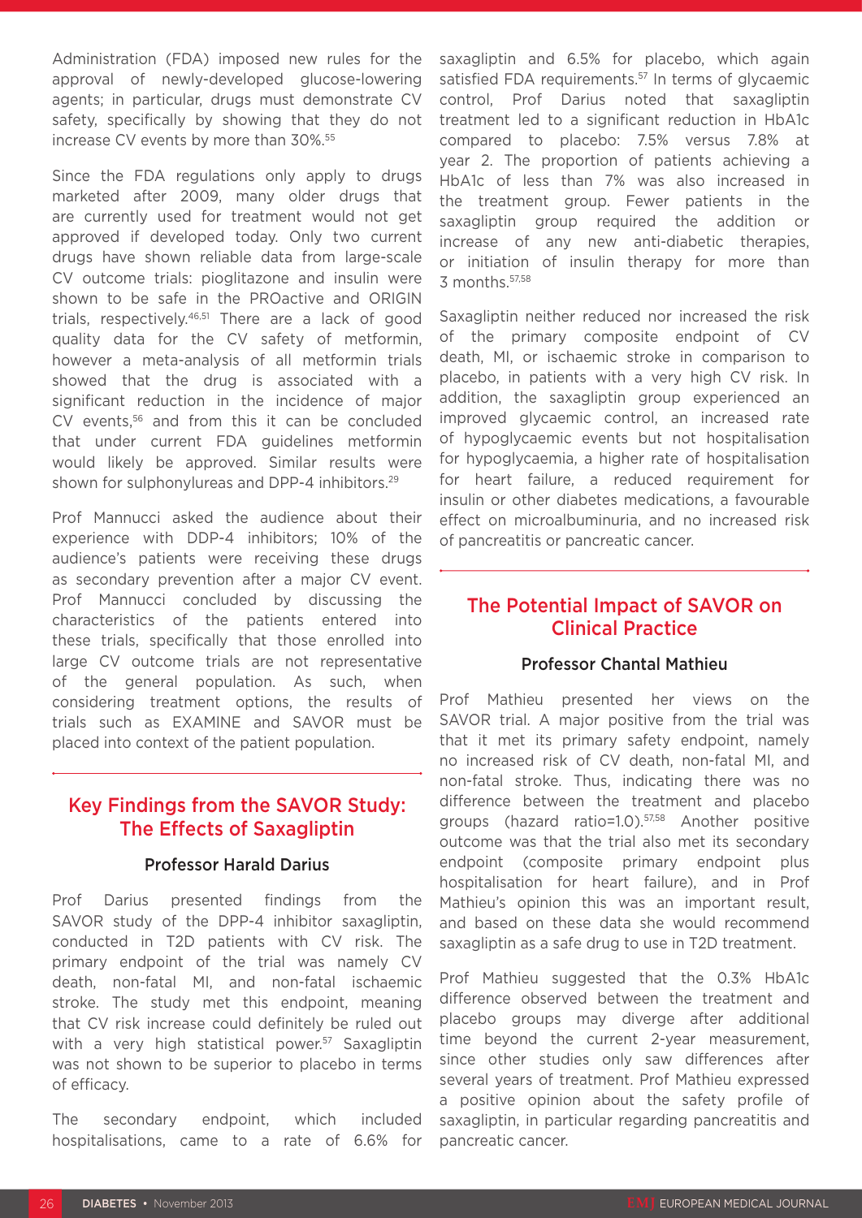Administration (FDA) imposed new rules for the approval of newly-developed glucose-lowering agents; in particular, drugs must demonstrate CV safety, specifically by showing that they do not increase CV events by more than 30%.[55]

Since the FDA regulations only apply to drugs marketed after 2009, many older drugs that are currently used for treatment would not get approved if developed today. Only two current drugs have shown reliable data from large-scale CV outcome trials: pioglitazone and insulin were shown to be safe in the PROactive and ORIGIN trials, respectively.[46,51] There are a lack of good quality data for the CV safety of metformin, however a meta-analysis of all metformin trials showed that the drug is associated with a significant reduction in the incidence of major CV events,[56] and from this it can be concluded that under current FDA guidelines metformin would likely be approved. Similar results were shown for sulphonylureas and DPP-4 inhibitors.[29]

Prof Mannucci asked the audience about their experience with DDP-4 inhibitors; 10% of the audience's patients were receiving these drugs as secondary prevention after a major CV event. Prof Mannucci concluded by discussing the characteristics of the patients entered into these trials, specifically that those enrolled into large CV outcome trials are not representative of the general population. As such, when considering treatment options, the results of trials such as EXAMINE and SAVOR must be placed into context of the patient population.

## Key Findings from the SAVOR Study: The Effects of Saxagliptin

### Professor Harald Darius

Prof Darius presented findings from the SAVOR study of the DPP-4 inhibitor saxagliptin, conducted in T2D patients with CV risk. The primary endpoint of the trial was namely CV death, non-fatal MI, and non-fatal ischaemic stroke. The study met this endpoint, meaning that CV risk increase could definitely be ruled out with a very high statistical power.[57] Saxagliptin was not shown to be superior to placebo in terms of efficacy.

The secondary endpoint, which included hospitalisations, came to a rate of 6.6% for saxagliptin and 6.5% for placebo, which again satisfied FDA requirements.[57] In terms of glycaemic control, Prof Darius noted that saxagliptin treatment led to a significant reduction in HbA1c compared to placebo: 7.5% versus 7.8% at year 2. The proportion of patients achieving a HbA1c of less than 7% was also increased in the treatment group. Fewer patients in the saxagliptin group required the addition or increase of any new anti-diabetic therapies, or initiation of insulin therapy for more than 3 months.[57,58]

Saxagliptin neither reduced nor increased the risk of the primary composite endpoint of CV death, MI, or ischaemic stroke in comparison to placebo, in patients with a very high CV risk. In addition, the saxagliptin group experienced an improved glycaemic control, an increased rate of hypoglycaemic events but not hospitalisation for hypoglycaemia, a higher rate of hospitalisation for heart failure, a reduced requirement for insulin or other diabetes medications, a favourable effect on microalbuminuria, and no increased risk of pancreatitis or pancreatic cancer.

## The Potential Impact of SAVOR on Clinical Practice

### Professor Chantal Mathieu

Prof Mathieu presented her views on the SAVOR trial. A major positive from the trial was that it met its primary safety endpoint, namely no increased risk of CV death, non-fatal MI, and non-fatal stroke. Thus, indicating there was no difference between the treatment and placebo groups (hazard ratio=1.0).[57,58] Another positive outcome was that the trial also met its secondary endpoint (composite primary endpoint plus hospitalisation for heart failure), and in Prof Mathieu's opinion this was an important result, and based on these data she would recommend saxagliptin as a safe drug to use in T2D treatment.

Prof Mathieu suggested that the 0.3% HbA1c difference observed between the treatment and placebo groups may diverge after additional time beyond the current 2-year measurement, since other studies only saw differences after several years of treatment. Prof Mathieu expressed a positive opinion about the safety profile of saxagliptin, in particular regarding pancreatitis and pancreatic cancer.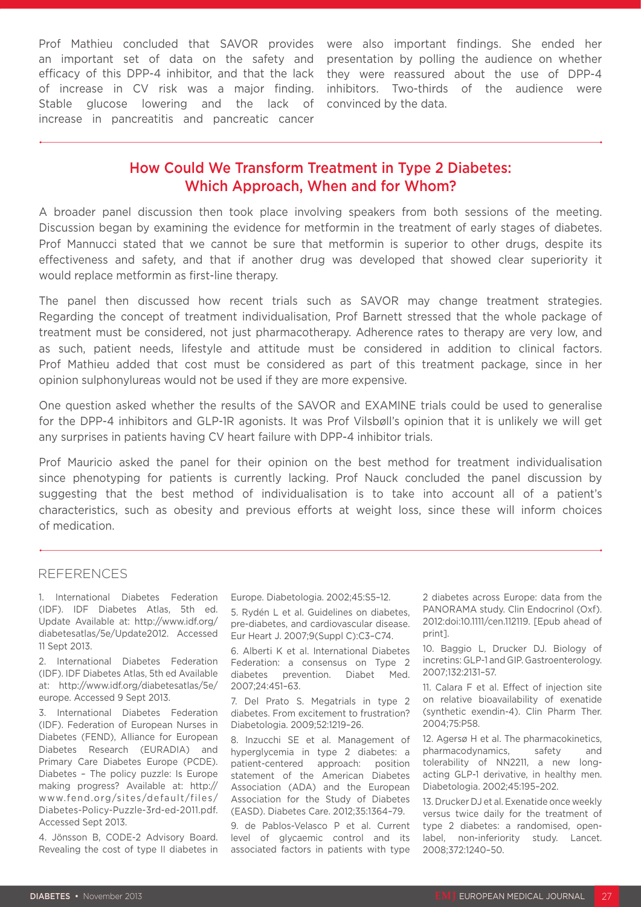Prof Mathieu concluded that SAVOR provides an important set of data on the safety and efficacy of this DPP-4 inhibitor, and that the lack of increase in CV risk was a major finding. Stable glucose lowering and the lack of increase in pancreatitis and pancreatic cancer were also important findings. She ended her presentation by polling the audience on whether they were reassured about the use of DPP-4 inhibitors. Two-thirds of the audience were convinced by the data.

## How Could We Transform Treatment in Type 2 Diabetes: Which Approach, When and for Whom?

A broader panel discussion then took place involving speakers from both sessions of the meeting. Discussion began by examining the evidence for metformin in the treatment of early stages of diabetes. Prof Mannucci stated that we cannot be sure that metformin is superior to other drugs, despite its effectiveness and safety, and that if another drug was developed that showed clear superiority it would replace metformin as first-line therapy.

The panel then discussed how recent trials such as SAVOR may change treatment strategies. Regarding the concept of treatment individualisation, Prof Barnett stressed that the whole package of treatment must be considered, not just pharmacotherapy. Adherence rates to therapy are very low, and as such, patient needs, lifestyle and attitude must be considered in addition to clinical factors. Prof Mathieu added that cost must be considered as part of this treatment package, since in her opinion sulphonylureas would not be used if they are more expensive.

One question asked whether the results of the SAVOR and EXAMINE trials could be used to generalise for the DPP-4 inhibitors and GLP-1R agonists. It was Prof Vilsbøll's opinion that it is unlikely we will get any surprises in patients having CV heart failure with DPP-4 inhibitor trials.

Prof Mauricio asked the panel for their opinion on the best method for treatment individualisation since phenotyping for patients is currently lacking. Prof Nauck concluded the panel discussion by suggesting that the best method of individualisation is to take into account all of a patient's characteristics, such as obesity and previous efforts at weight loss, since these will inform choices of medication.

## REFERENCES

1. International Diabetes Federation (IDF). IDF Diabetes Atlas, 5th ed. Update Available at: http://www.idf.org/diabetesatlas/5e/Update2012. Accessed 11 Sept 2013.

2. International Diabetes Federation (IDF). IDF Diabetes Atlas, 5th ed Available at: http://www.idf.org/diabetesatlas/5e/europe. Accessed 9 Sept 2013.

3. International Diabetes Federation (IDF). Federation of European Nurses in Diabetes (FEND), Alliance for European Diabetes Research (EURADIA) and Primary Care Diabetes Europe (PCDE). Diabetes – The policy puzzle: Is Europe making progress? Available at: http://www.fend.org/sites/default/files/Diabetes-Policy-Puzzle-3rd-ed-2011.pdf. Accessed Sept 2013.

4. Jönsson B, CODE-2 Advisory Board. Revealing the cost of type II diabetes in Europe. Diabetologia. 2002;45:S5–12.

5. Rydén L et al. Guidelines on diabetes, pre-diabetes, and cardiovascular disease. Eur Heart J. 2007;9(Suppl C):C3–C74.

6. Alberti K et al. International Diabetes Federation: a consensus on Type 2 diabetes prevention. Diabet Med. 2007;24:451–63.

7. Del Prato S. Megatrials in type 2 diabetes. From excitement to frustration? Diabetologia. 2009;52:1219–26.

8. Inzucchi SE et al. Management of hyperglycemia in type 2 diabetes: a patient-centered approach: position statement of the American Diabetes Association (ADA) and the European Association for the Study of Diabetes (EASD). Diabetes Care. 2012;35:1364–79.

9. de Pablos-Velasco P et al. Current level of glycaemic control and its associated factors in patients with type 2 diabetes across Europe: data from the PANORAMA study. Clin Endocrinol (Oxf). 2012:doi:10.1111/cen.112119. [Epub ahead of print].

10. Baggio L, Drucker DJ. Biology of incretins: GLP-1 and GIP. Gastroenterology. 2007;132:2131–57.

11. Calara F et al. Effect of injection site on relative bioavailability of exenatide (synthetic exendin-4). Clin Pharm Ther. 2004;75:P58.

12. Agersø H et al. The pharmacokinetics, pharmacodynamics, safety and tolerability of NN2211, a new long-acting GLP-1 derivative, in healthy men. Diabetologia. 2002;45:195–202.

13. Drucker DJ et al. Exenatide once weekly versus twice daily for the treatment of type 2 diabetes: a randomised, open-label, non-inferiority study. Lancet. 2008;372:1240–50.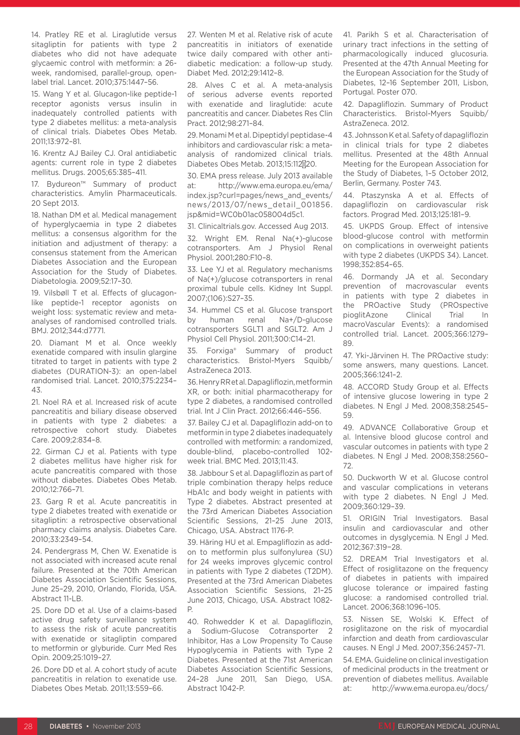14. Pratley RE et al. Liraglutide versus sitagliptin for patients with type 2 diabetes who did not have adequate glycaemic control with metformin: a 26-week, randomised, parallel-group, open-label trial. Lancet. 2010;375:1447–56.

15. Wang Y et al. Glucagon-like peptide-1 receptor agonists versus insulin in inadequately controlled patients with type 2 diabetes mellitus: a meta-analysis of clinical trials. Diabetes Obes Metab. 2011;13:972–81.

16. Krentz AJ Bailey CJ. Oral antidiabetic agents: current role in type 2 diabetes mellitus. Drugs. 2005;65:385–411.

17. Bydureon™ Summary of product characteristics. Amylin Pharmaceuticals. 20 Sept 2013.

18. Nathan DM et al. Medical management of hyperglycaemia in type 2 diabetes mellitus: a consensus algorithm for the initiation and adjustment of therapy: a consensus statement from the American Diabetes Association and the European Association for the Study of Diabetes. Diabetologia. 2009;52:17–30.

19. Vilsbøll T et al. Effects of glucagon-like peptide-1 receptor agonists on weight loss: systematic review and meta-analyses of randomised controlled trials. BMJ. 2012;344:d7771.

20. Diamant M et al. Once weekly exenatide compared with insulin glargine titrated to target in patients with type 2 diabetes (DURATION-3): an open-label randomised trial. Lancet. 2010;375:2234–43.

21. Noel RA et al. Increased risk of acute pancreatitis and biliary disease observed in patients with type 2 diabetes: a retrospective cohort study. Diabetes Care. 2009;2:834–8.

22. Girman CJ et al. Patients with type 2 diabetes mellitus have higher risk for acute pancreatitis compared with those without diabetes. Diabetes Obes Metab. 2010;12:766–71.

23. Garg R et al. Acute pancreatitis in type 2 diabetes treated with exenatide or sitagliptin: a retrospective observational pharmacy claims analysis. Diabetes Care. 2010;33:2349–54.

24. Pendergrass M, Chen W. Exenatide is not associated with increased acute renal failure. Presented at the 70th American Diabetes Association Scientific Sessions, June 25–29, 2010, Orlando, Florida, USA. Abstract 11-LB.

25. Dore DD et al. Use of a claims-based active drug safety surveillance system to assess the risk of acute pancreatitis with exenatide or sitagliptin compared to metformin or glyburide. Curr Med Res Opin. 2009;25:1019–27.

26. Dore DD et al. A cohort study of acute pancreatitis in relation to exenatide use. Diabetes Obes Metab. 2011;13:559–66.

27. Wenten M et al. Relative risk of acute pancreatitis in initiators of exenatide twice daily compared with other anti-diabetic medication: a follow-up study. Diabet Med. 2012;29:1412–8.

28. Alves C et al. A meta-analysis of serious adverse events reported with exenatide and liraglutide: acute pancreatitis and cancer. Diabetes Res Clin Pract. 2012;98:271–84.

29. Monami M et al. Dipeptidyl peptidase-4 inhibitors and cardiovascular risk: a meta-analysis of randomized clinical trials. Diabetes Obes Metab. 2013;15:112‐20.

30. EMA press release. July 2013 available at: http://www.ema.europa.eu/ema/index.jsp?curl=pages/news_and_events/news/2013/07/news_detail_001856.jsp&mid=WC0b01ac058004d5c1.

31. Clinicaltrials.gov. Accessed Aug 2013.

32. Wright EM. Renal Na(+)-glucose cotransporters. Am J Physiol Renal Physiol. 2001;280:F10–8.

33. Lee YJ et al. Regulatory mechanisms of Na(+)/glucose cotransporters in renal proximal tubule cells. Kidney Int Suppl. 2007;(106):S27–35.

34. Hummel CS et al. Glucose transport by human renal Na+/D-glucose cotransporters SGLT1 and SGLT2. Am J Physiol Cell Physiol. 2011;300:C14–21.

35. Forxiga® Summary of product characteristics. Bristol-Myers Squibb/AstraZeneca 2013.

36. Henry RR et al. Dapagliflozin, metformin XR, or both: initial pharmacotherapy for type 2 diabetes, a randomised controlled trial. Int J Clin Pract. 2012;66:446–556.

37. Bailey CJ et al. Dapagliflozin add-on to metformin in type 2 diabetes inadequately controlled with metformin: a randomized, double-blind, placebo-controlled 102-week trial. BMC Med. 2013;11:43.

38. Jabbour S et al. Dapagliflozin as part of triple combination therapy helps reduce HbA1c and body weight in patients with Type 2 diabetes. Abstract presented at the 73rd American Diabetes Association Scientific Sessions, 21–25 June 2013, Chicago, USA. Abstract 1176-P.

39. Häring HU et al. Empagliflozin as add-on to metformin plus sulfonylurea (SU) for 24 weeks improves glycemic control in patients with Type 2 diabetes (T2DM). Presented at the 73rd American Diabetes Association Scientific Sessions, 21–25 June 2013, Chicago, USA. Abstract 1082-P.

40. Rohwedder K et al. Dapagliflozin, a Sodium-Glucose Cotransporter 2 Inhibitor, Has a Low Propensity To Cause Hypoglycemia in Patients with Type 2 Diabetes. Presented at the 71st American Diabetes Association Scientific Sessions, 24–28 June 2011, San Diego, USA. Abstract 1042-P.

41. Parikh S et al. Characterisation of urinary tract infections in the setting of pharmacologically induced glucosuria. Presented at the 47th Annual Meeting for the European Association for the Study of Diabetes, 12–16 September 2011, Lisbon, Portugal. Poster 070.

42. Dapagliflozin. Summary of Product Characteristics. Bristol-Myers Squibb/AstraZeneca. 2012.

43. Johnsson K et al. Safety of dapagliflozin in clinical trials for type 2 diabetes mellitus. Presented at the 48th Annual Meeting for the European Association for the Study of Diabetes, 1–5 October 2012, Berlin, Germany. Poster 743.

44. Ptaszynska A et al. Effects of dapagliflozin on cardiovascular risk factors. Prograd Med. 2013;125:181–9.

45. UKPDS Group. Effect of intensive blood-glucose control with metformin on complications in overweight patients with type 2 diabetes (UKPDS 34). Lancet. 1998;352:854–65.

46. Dormandy JA et al. Secondary prevention of macrovascular events in patients with type 2 diabetes in the PROactive Study (PROspective pioglitAzone Clinical Trial In macroVascular Events): a randomised controlled trial. Lancet. 2005;366:1279–89.

47. Yki-Järvinen H. The PROactive study: some answers, many questions. Lancet. 2005;366:1241–2.

48. ACCORD Study Group et al. Effects of intensive glucose lowering in type 2 diabetes. N Engl J Med. 2008;358:2545–59.

49. ADVANCE Collaborative Group et al. Intensive blood glucose control and vascular outcomes in patients with type 2 diabetes. N Engl J Med. 2008;358:2560–72.

50. Duckworth W et al. Glucose control and vascular complications in veterans with type 2 diabetes. N Engl J Med. 2009;360:129–39.

51. ORIGIN Trial Investigators. Basal insulin and cardiovascular and other outcomes in dysglycemia. N Engl J Med. 2012;367:319–28.

52. DREAM Trial Investigators et al. Effect of rosiglitazone on the frequency of diabetes in patients with impaired glucose tolerance or impaired fasting glucose: a randomised controlled trial. Lancet. 2006;368:1096–105.

53. Nissen SE, Wolski K. Effect of rosiglitazone on the risk of myocardial infarction and death from cardiovascular causes. N Engl J Med. 2007;356:2457–71.

54. EMA. Guideline on clinical investigation of medicinal products in the treatment or prevention of diabetes mellitus. Available at: http://www.ema.europa.eu/docs/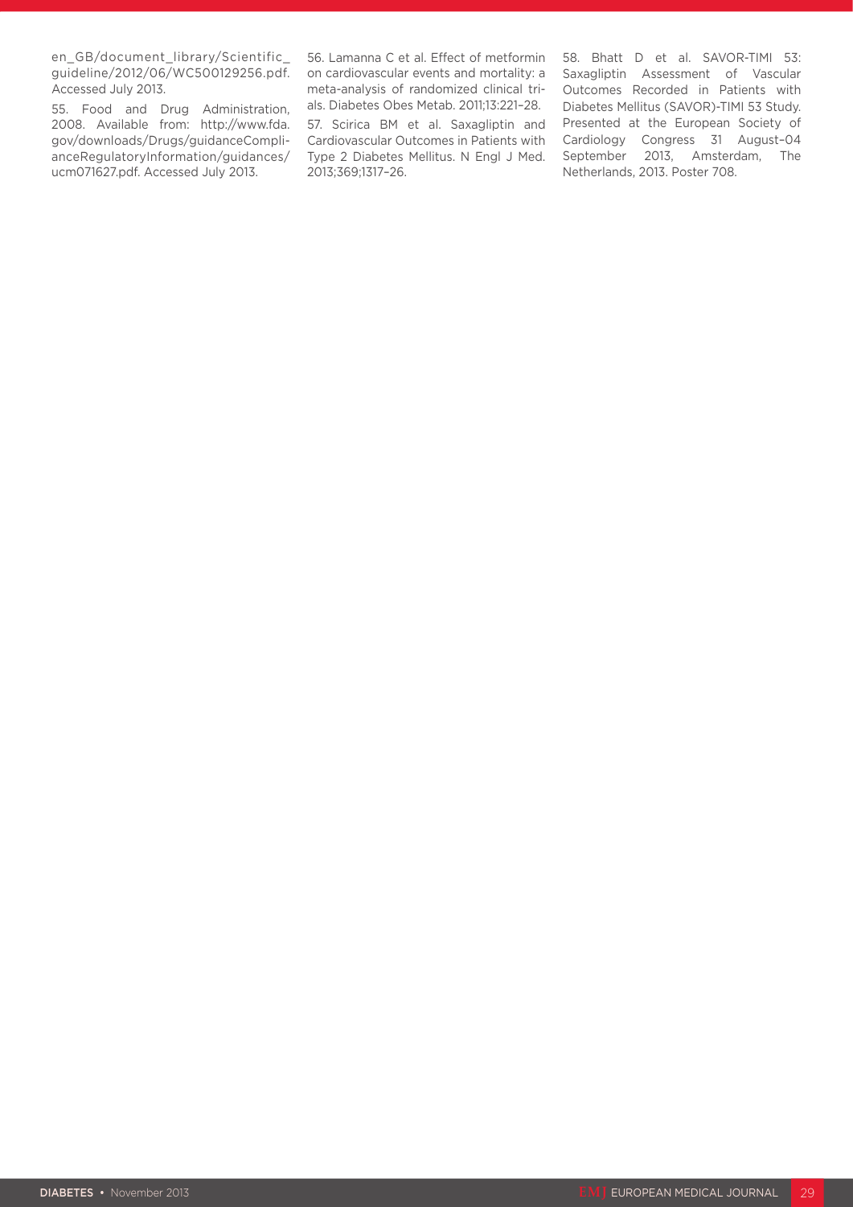en_GB/document_library/Scientific_guideline/2012/06/WC500129256.pdf. Accessed July 2013.

55. Food and Drug Administration, 2008. Available from: http://www.fda.gov/downloads/Drugs/guidanceComplianceRegulatoryInformation/guidances/ucm071627.pdf. Accessed July 2013.

56. Lamanna C et al. Effect of metformin on cardiovascular events and mortality: a meta-analysis of randomized clinical trials. Diabetes Obes Metab. 2011;13:221–28.

57. Scirica BM et al. Saxagliptin and Cardiovascular Outcomes in Patients with Type 2 Diabetes Mellitus. N Engl J Med. 2013;369;1317–26.

58. Bhatt D et al. SAVOR-TIMI 53: Saxagliptin Assessment of Vascular Outcomes Recorded in Patients with Diabetes Mellitus (SAVOR)-TIMI 53 Study. Presented at the European Society of Cardiology Congress 31 August–04 September 2013, Amsterdam, The Netherlands, 2013. Poster 708.